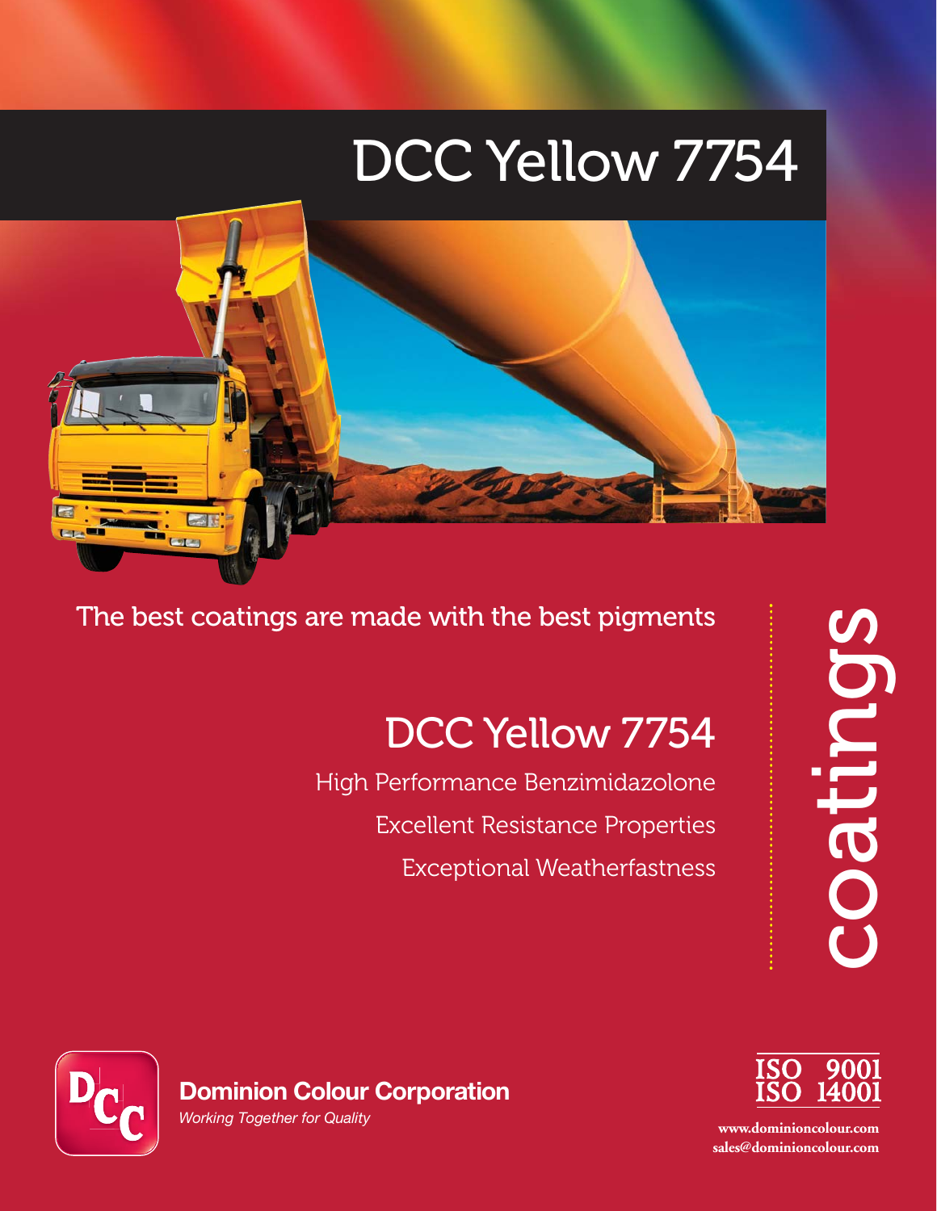# DCC Yellow 7754

The best coatings are made with the best pigments

## DCC Yellow 7754

High Performance Benzimidazolone

Excellent Resistance Properties

Exceptional Weatherfastness

coatings

**Dominion Colour Corporation**

*Working Together for Quality*

ISO 9001
ISO 14001

www.dominioncolour.com
sales@dominioncolour.com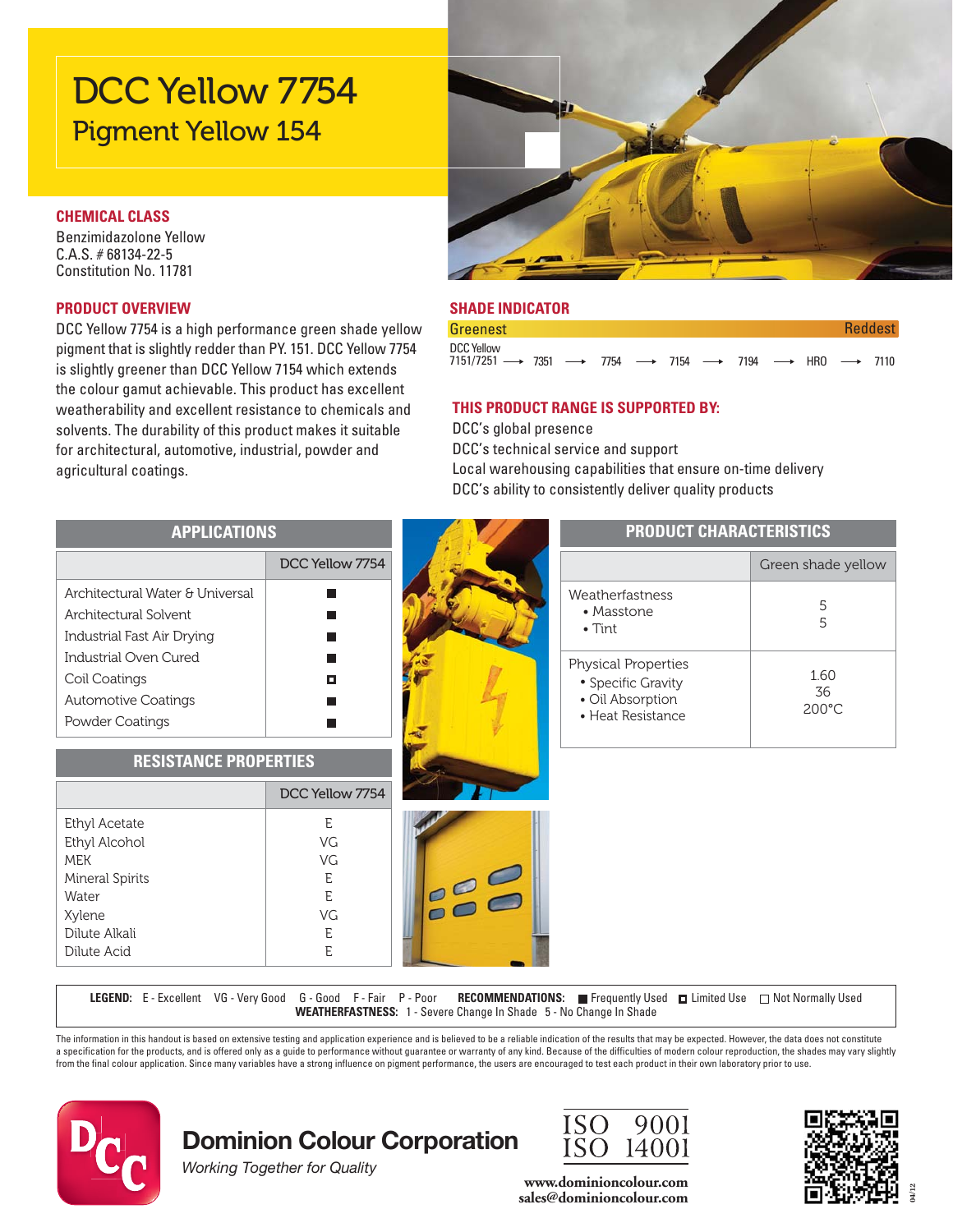# DCC Yellow 7754

## Pigment Yellow 154

### CHEMICAL CLASS

Benzimidazolone Yellow
C.A.S. # 68134-22-5
Constitution No. 11781

### PRODUCT OVERVIEW

DCC Yellow 7754 is a high performance green shade yellow pigment that is slightly redder than PY. 151. DCC Yellow 7754 is slightly greener than DCC Yellow 7154 which extends the colour gamut achievable. This product has excellent weatherability and excellent resistance to chemicals and solvents. The durability of this product makes it suitable for architectural, automotive, industrial, powder and agricultural coatings.

### SHADE INDICATOR

Greenest — Reddest

DCC Yellow 7151/7251 → 7351 → 7754 → 7154 → 7194 → HRO → 7110

### THIS PRODUCT RANGE IS SUPPORTED BY:

DCC's global presence
DCC's technical service and support
Local warehousing capabilities that ensure on-time delivery
DCC's ability to consistently deliver quality products

### APPLICATIONS

| | DCC Yellow 7754 |
|---|---|
| Architectural Water & Universal | ■ |
| Architectural Solvent | ■ |
| Industrial Fast Air Drying | ■ |
| Industrial Oven Cured | ■ |
| Coil Coatings | ◘ |
| Automotive Coatings | ■ |
| Powder Coatings | ■ |

### RESISTANCE PROPERTIES

| | DCC Yellow 7754 |
|---|---|
| Ethyl Acetate | E |
| Ethyl Alcohol | VG |
| MEK | VG |
| Mineral Spirits | E |
| Water | E |
| Xylene | VG |
| Dilute Alkali | E |
| Dilute Acid | E |

### PRODUCT CHARACTERISTICS

| | Green shade yellow |
|---|---|
| Weatherfastness | |
| • Masstone | 5 |
| • Tint | 5 |
| Physical Properties | |
| • Specific Gravity | 1.60 |
| • Oil Absorption | 36 |
| • Heat Resistance | 200°C |

**LEGEND:** E - Excellent VG - Very Good G - Good F - Fair P - Poor **RECOMMENDATIONS:** ■ Frequently Used ◘ Limited Use □ Not Normally Used
**WEATHERFASTNESS:** 1 - Severe Change In Shade 5 - No Change In Shade

The information in this handout is based on extensive testing and application experience and is believed to be a reliable indication of the results that may be expected. However, the data does not constitute a specification for the products, and is offered only as a guide to performance without guarantee or warranty of any kind. Because of the difficulties of modern colour reproduction, the shades may vary slightly from the final colour application. Since many variables have a strong influence on pigment performance, the users are encouraged to test each product in their own laboratory prior to use.

**Dominion Colour Corporation**
*Working Together for Quality*

ISO 9001
ISO 14001

www.dominioncolour.com
sales@dominioncolour.com

04/12